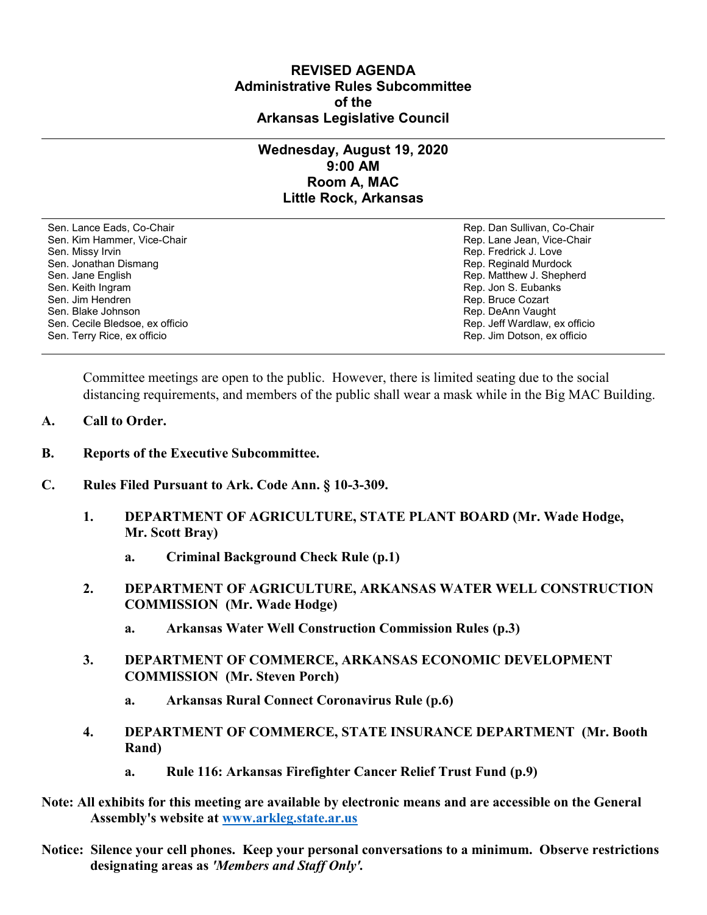# REVISED AGENDA
## Administrative Rules Subcommittee
## of the
## Arkansas Legislative Council

---

### Wednesday, August 19, 2020
### 9:00 AM
### Room A, MAC
### Little Rock, Arkansas

---

| | |
|---|---|
| Sen. Lance Eads, Co-Chair | Rep. Dan Sullivan, Co-Chair |
| Sen. Kim Hammer, Vice-Chair | Rep. Lane Jean, Vice-Chair |
| Sen. Missy Irvin | Rep. Fredrick J. Love |
| Sen. Jonathan Dismang | Rep. Reginald Murdock |
| Sen. Jane English | Rep. Matthew J. Shepherd |
| Sen. Keith Ingram | Rep. Jon S. Eubanks |
| Sen. Jim Hendren | Rep. Bruce Cozart |
| Sen. Blake Johnson | Rep. DeAnn Vaught |
| Sen. Cecile Bledsoe, ex officio | Rep. Jeff Wardlaw, ex officio |
| Sen. Terry Rice, ex officio | Rep. Jim Dotson, ex officio |

---

Committee meetings are open to the public. However, there is limited seating due to the social distancing requirements, and members of the public shall wear a mask while in the Big MAC Building.

**A. Call to Order.**

**B. Reports of the Executive Subcommittee.**

**C. Rules Filed Pursuant to Ark. Code Ann. § 10-3-309.**

1. **DEPARTMENT OF AGRICULTURE, STATE PLANT BOARD (Mr. Wade Hodge, Mr. Scott Bray)**

   a. **Criminal Background Check Rule (p.1)**

2. **DEPARTMENT OF AGRICULTURE, ARKANSAS WATER WELL CONSTRUCTION COMMISSION (Mr. Wade Hodge)**

   a. **Arkansas Water Well Construction Commission Rules (p.3)**

3. **DEPARTMENT OF COMMERCE, ARKANSAS ECONOMIC DEVELOPMENT COMMISSION (Mr. Steven Porch)**

   a. **Arkansas Rural Connect Coronavirus Rule (p.6)**

4. **DEPARTMENT OF COMMERCE, STATE INSURANCE DEPARTMENT (Mr. Booth Rand)**

   a. **Rule 116: Arkansas Firefighter Cancer Relief Trust Fund (p.9)**

**Note: All exhibits for this meeting are available by electronic means and are accessible on the General Assembly's website at [www.arkleg.state.ar.us](http://www.arkleg.state.ar.us)**

**Notice: Silence your cell phones. Keep your personal conversations to a minimum. Observe restrictions designating areas as *'Members and Staff Only'*.**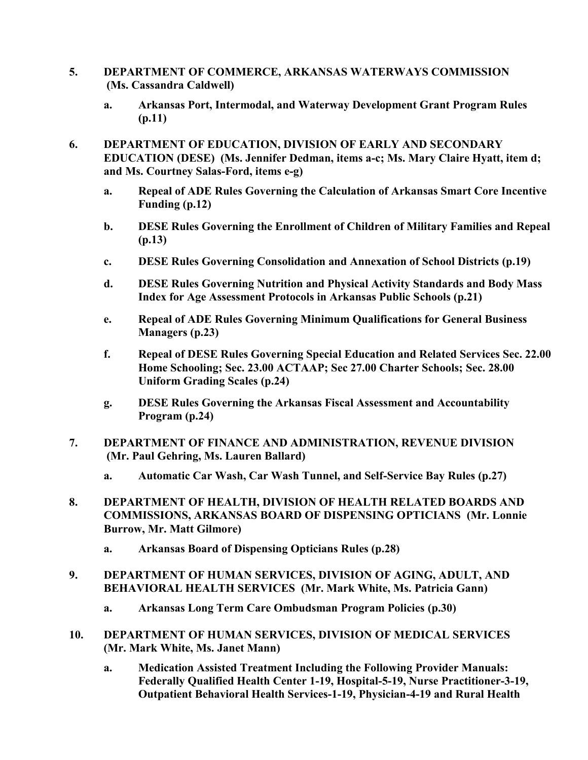5. **DEPARTMENT OF COMMERCE, ARKANSAS WATERWAYS COMMISSION (Ms. Cassandra Caldwell)**

    a. **Arkansas Port, Intermodal, and Waterway Development Grant Program Rules (p.11)**

6. **DEPARTMENT OF EDUCATION, DIVISION OF EARLY AND SECONDARY EDUCATION (DESE) (Ms. Jennifer Dedman, items a-c; Ms. Mary Claire Hyatt, item d; and Ms. Courtney Salas-Ford, items e-g)**

    a. **Repeal of ADE Rules Governing the Calculation of Arkansas Smart Core Incentive Funding (p.12)**

    b. **DESE Rules Governing the Enrollment of Children of Military Families and Repeal (p.13)**

    c. **DESE Rules Governing Consolidation and Annexation of School Districts (p.19)**

    d. **DESE Rules Governing Nutrition and Physical Activity Standards and Body Mass Index for Age Assessment Protocols in Arkansas Public Schools (p.21)**

    e. **Repeal of ADE Rules Governing Minimum Qualifications for General Business Managers (p.23)**

    f. **Repeal of DESE Rules Governing Special Education and Related Services Sec. 22.00 Home Schooling; Sec. 23.00 ACTAAP; Sec 27.00 Charter Schools; Sec. 28.00 Uniform Grading Scales (p.24)**

    g. **DESE Rules Governing the Arkansas Fiscal Assessment and Accountability Program (p.24)**

7. **DEPARTMENT OF FINANCE AND ADMINISTRATION, REVENUE DIVISION (Mr. Paul Gehring, Ms. Lauren Ballard)**

    a. **Automatic Car Wash, Car Wash Tunnel, and Self-Service Bay Rules (p.27)**

8. **DEPARTMENT OF HEALTH, DIVISION OF HEALTH RELATED BOARDS AND COMMISSIONS, ARKANSAS BOARD OF DISPENSING OPTICIANS (Mr. Lonnie Burrow, Mr. Matt Gilmore)**

    a. **Arkansas Board of Dispensing Opticians Rules (p.28)**

9. **DEPARTMENT OF HUMAN SERVICES, DIVISION OF AGING, ADULT, AND BEHAVIORAL HEALTH SERVICES (Mr. Mark White, Ms. Patricia Gann)**

    a. **Arkansas Long Term Care Ombudsman Program Policies (p.30)**

10. **DEPARTMENT OF HUMAN SERVICES, DIVISION OF MEDICAL SERVICES (Mr. Mark White, Ms. Janet Mann)**

    a. **Medication Assisted Treatment Including the Following Provider Manuals: Federally Qualified Health Center 1-19, Hospital-5-19, Nurse Practitioner-3-19, Outpatient Behavioral Health Services-1-19, Physician-4-19 and Rural Health**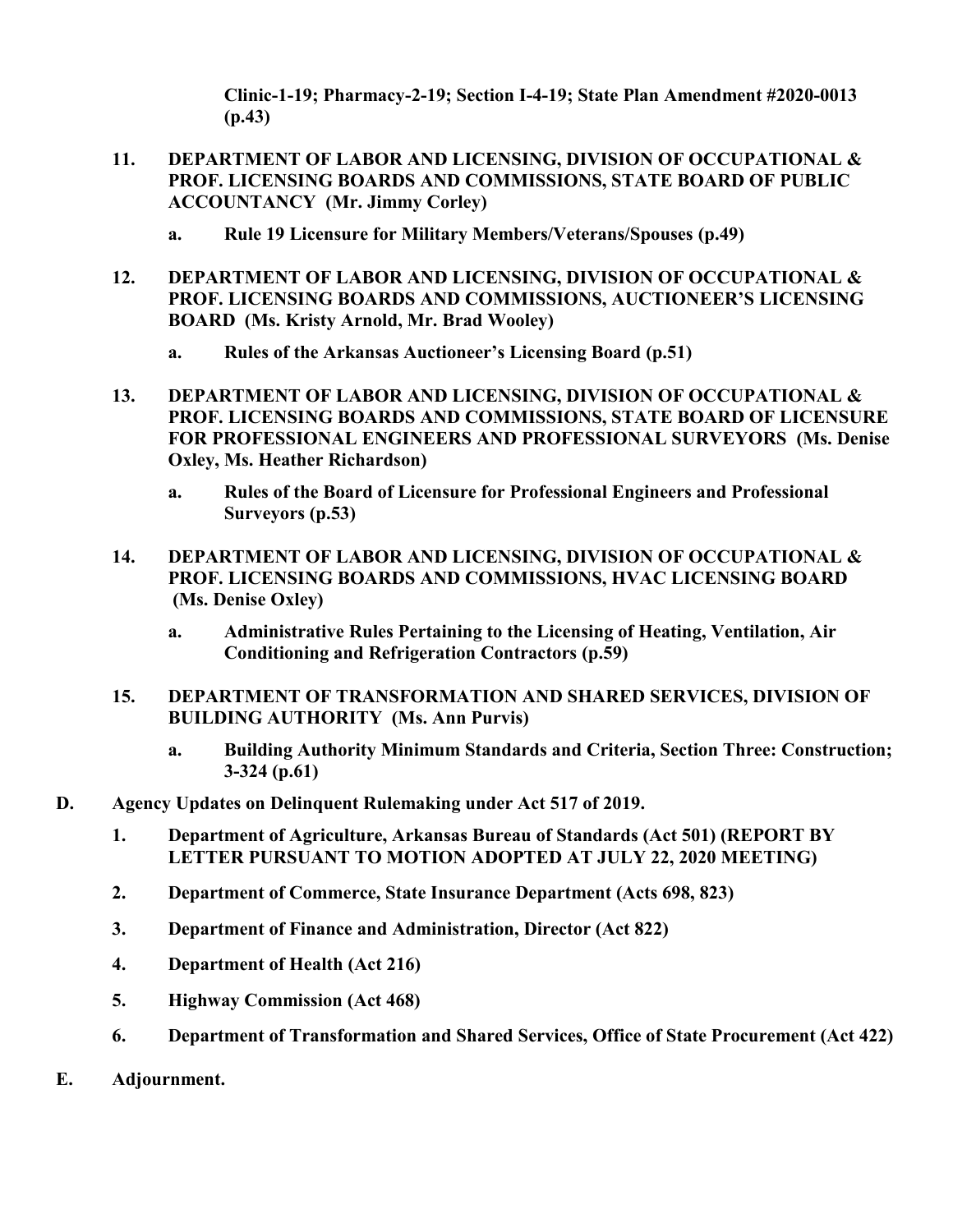**Clinic-1-19; Pharmacy-2-19; Section I-4-19; State Plan Amendment #2020-0013 (p.43)**

**11. DEPARTMENT OF LABOR AND LICENSING, DIVISION OF OCCUPATIONAL & PROF. LICENSING BOARDS AND COMMISSIONS, STATE BOARD OF PUBLIC ACCOUNTANCY (Mr. Jimmy Corley)**

**a. Rule 19 Licensure for Military Members/Veterans/Spouses (p.49)**

**12. DEPARTMENT OF LABOR AND LICENSING, DIVISION OF OCCUPATIONAL & PROF. LICENSING BOARDS AND COMMISSIONS, AUCTIONEER'S LICENSING BOARD (Ms. Kristy Arnold, Mr. Brad Wooley)**

**a. Rules of the Arkansas Auctioneer's Licensing Board (p.51)**

**13. DEPARTMENT OF LABOR AND LICENSING, DIVISION OF OCCUPATIONAL & PROF. LICENSING BOARDS AND COMMISSIONS, STATE BOARD OF LICENSURE FOR PROFESSIONAL ENGINEERS AND PROFESSIONAL SURVEYORS (Ms. Denise Oxley, Ms. Heather Richardson)**

**a. Rules of the Board of Licensure for Professional Engineers and Professional Surveyors (p.53)**

**14. DEPARTMENT OF LABOR AND LICENSING, DIVISION OF OCCUPATIONAL & PROF. LICENSING BOARDS AND COMMISSIONS, HVAC LICENSING BOARD (Ms. Denise Oxley)**

**a. Administrative Rules Pertaining to the Licensing of Heating, Ventilation, Air Conditioning and Refrigeration Contractors (p.59)**

**15. DEPARTMENT OF TRANSFORMATION AND SHARED SERVICES, DIVISION OF BUILDING AUTHORITY (Ms. Ann Purvis)**

**a. Building Authority Minimum Standards and Criteria, Section Three: Construction; 3-324 (p.61)**

**D. Agency Updates on Delinquent Rulemaking under Act 517 of 2019.**

**1. Department of Agriculture, Arkansas Bureau of Standards (Act 501) (REPORT BY LETTER PURSUANT TO MOTION ADOPTED AT JULY 22, 2020 MEETING)**

**2. Department of Commerce, State Insurance Department (Acts 698, 823)**

**3. Department of Finance and Administration, Director (Act 822)**

**4. Department of Health (Act 216)**

**5. Highway Commission (Act 468)**

**6. Department of Transformation and Shared Services, Office of State Procurement (Act 422)**

**E. Adjournment.**